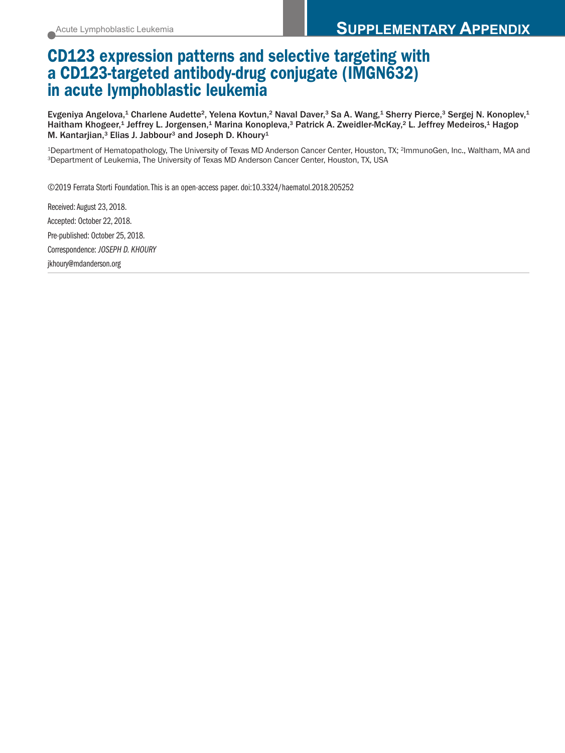Acute Lymphoblastic Leukemia

**SUPPLEMENTARY APPENDIX**

# CD123 expression patterns and selective targeting with a CD123-targeted antibody-drug conjugate (IMGN632) in acute lymphoblastic leukemia

Evgeniya Angelova,[1] Charlene Audette[2], Yelena Kovtun,[2] Naval Daver,[3] Sa A. Wang,[1] Sherry Pierce,[3] Sergej N. Konoplev,[1] Haitham Khogeer,[1] Jeffrey L. Jorgensen,[1] Marina Konopleva,[3] Patrick A. Zweidler-McKay,[2] L. Jeffrey Medeiros,[1] Hagop M. Kantarjian,[3] Elias J. Jabbour[3] and Joseph D. Khoury[1]

[1]Department of Hematopathology, The University of Texas MD Anderson Cancer Center, Houston, TX; [2]ImmunoGen, Inc., Waltham, MA and [3]Department of Leukemia, The University of Texas MD Anderson Cancer Center, Houston, TX, USA

©2019 Ferrata Storti Foundation. This is an open-access paper. doi:10.3324/haematol.2018.205252

Received: August 23, 2018.

Accepted: October 22, 2018.

Pre-published: October 25, 2018.

Correspondence: *JOSEPH D. KHOURY*

jkhoury@mdanderson.org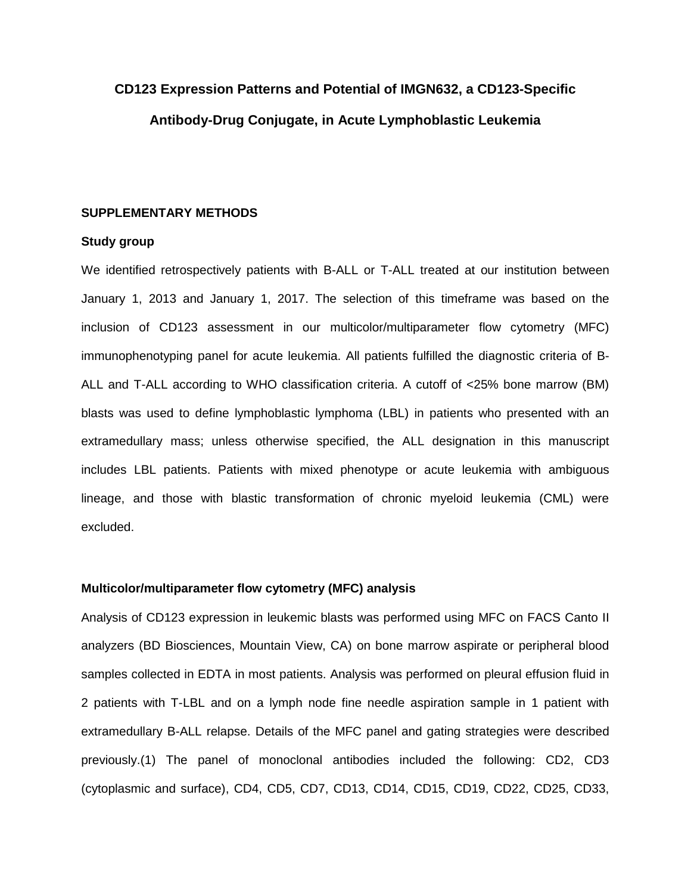# CD123 Expression Patterns and Potential of IMGN632, a CD123-Specific Antibody-Drug Conjugate, in Acute Lymphoblastic Leukemia

## SUPPLEMENTARY METHODS

### Study group

We identified retrospectively patients with B-ALL or T-ALL treated at our institution between January 1, 2013 and January 1, 2017. The selection of this timeframe was based on the inclusion of CD123 assessment in our multicolor/multiparameter flow cytometry (MFC) immunophenotyping panel for acute leukemia. All patients fulfilled the diagnostic criteria of B-ALL and T-ALL according to WHO classification criteria. A cutoff of <25% bone marrow (BM) blasts was used to define lymphoblastic lymphoma (LBL) in patients who presented with an extramedullary mass; unless otherwise specified, the ALL designation in this manuscript includes LBL patients. Patients with mixed phenotype or acute leukemia with ambiguous lineage, and those with blastic transformation of chronic myeloid leukemia (CML) were excluded.

### Multicolor/multiparameter flow cytometry (MFC) analysis

Analysis of CD123 expression in leukemic blasts was performed using MFC on FACS Canto II analyzers (BD Biosciences, Mountain View, CA) on bone marrow aspirate or peripheral blood samples collected in EDTA in most patients. Analysis was performed on pleural effusion fluid in 2 patients with T-LBL and on a lymph node fine needle aspiration sample in 1 patient with extramedullary B-ALL relapse. Details of the MFC panel and gating strategies were described previously.(1) The panel of monoclonal antibodies included the following: CD2, CD3 (cytoplasmic and surface), CD4, CD5, CD7, CD13, CD14, CD15, CD19, CD22, CD25, CD33,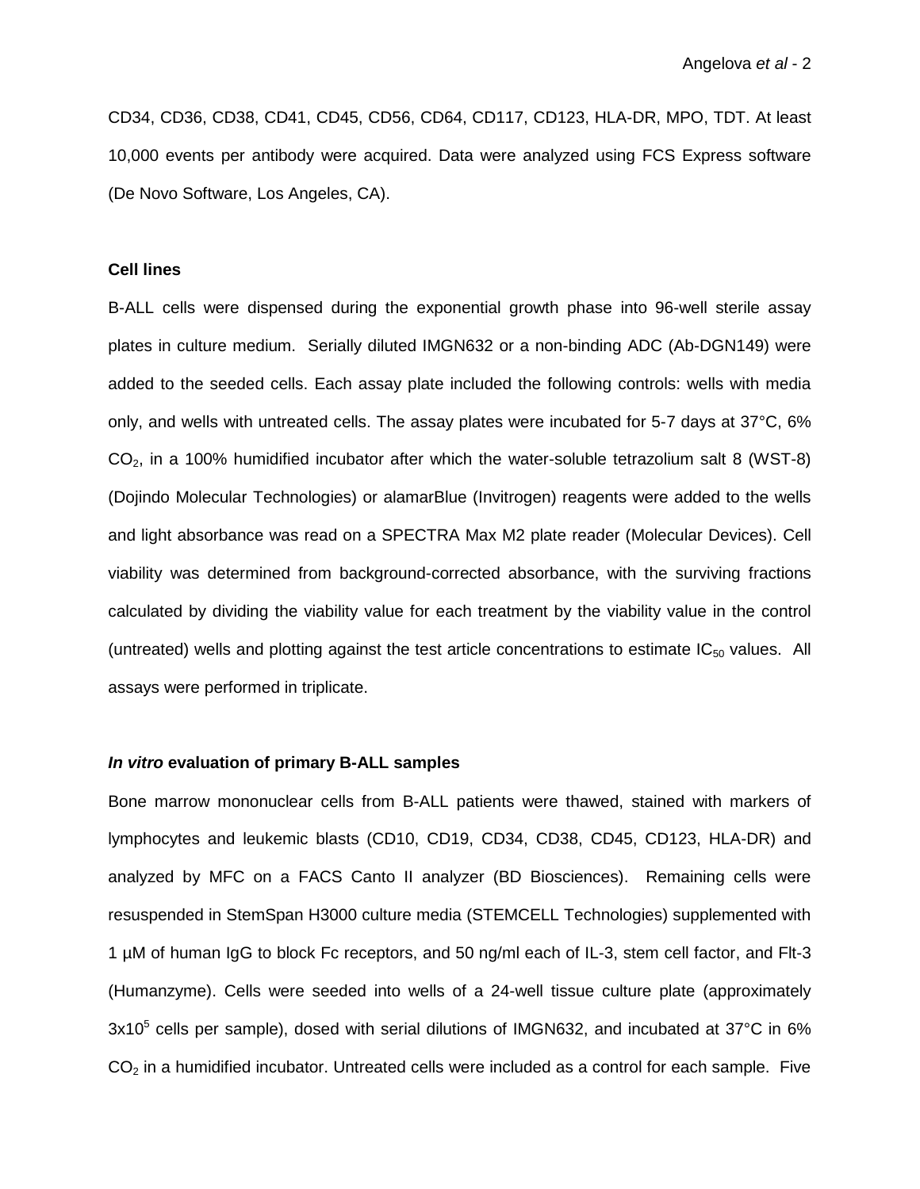CD34, CD36, CD38, CD41, CD45, CD56, CD64, CD117, CD123, HLA-DR, MPO, TDT. At least 10,000 events per antibody were acquired. Data were analyzed using FCS Express software (De Novo Software, Los Angeles, CA).

**Cell lines**

B-ALL cells were dispensed during the exponential growth phase into 96-well sterile assay plates in culture medium. Serially diluted IMGN632 or a non-binding ADC (Ab-DGN149) were added to the seeded cells. Each assay plate included the following controls: wells with media only, and wells with untreated cells. The assay plates were incubated for 5-7 days at 37°C, 6% $CO_2$, in a 100% humidified incubator after which the water-soluble tetrazolium salt 8 (WST-8) (Dojindo Molecular Technologies) or alamarBlue (Invitrogen) reagents were added to the wells and light absorbance was read on a SPECTRA Max M2 plate reader (Molecular Devices). Cell viability was determined from background-corrected absorbance, with the surviving fractions calculated by dividing the viability value for each treatment by the viability value in the control (untreated) wells and plotting against the test article concentrations to estimate $IC_{50}$ values. All assays were performed in triplicate.

***In vitro* evaluation of primary B-ALL samples**

Bone marrow mononuclear cells from B-ALL patients were thawed, stained with markers of lymphocytes and leukemic blasts (CD10, CD19, CD34, CD38, CD45, CD123, HLA-DR) and analyzed by MFC on a FACS Canto II analyzer (BD Biosciences). Remaining cells were resuspended in StemSpan H3000 culture media (STEMCELL Technologies) supplemented with 1 µM of human IgG to block Fc receptors, and 50 ng/ml each of IL-3, stem cell factor, and Flt-3 (Humanzyme). Cells were seeded into wells of a 24-well tissue culture plate (approximately $3 \times 10^5$ cells per sample), dosed with serial dilutions of IMGN632, and incubated at 37°C in 6% $CO_2$ in a humidified incubator. Untreated cells were included as a control for each sample. Five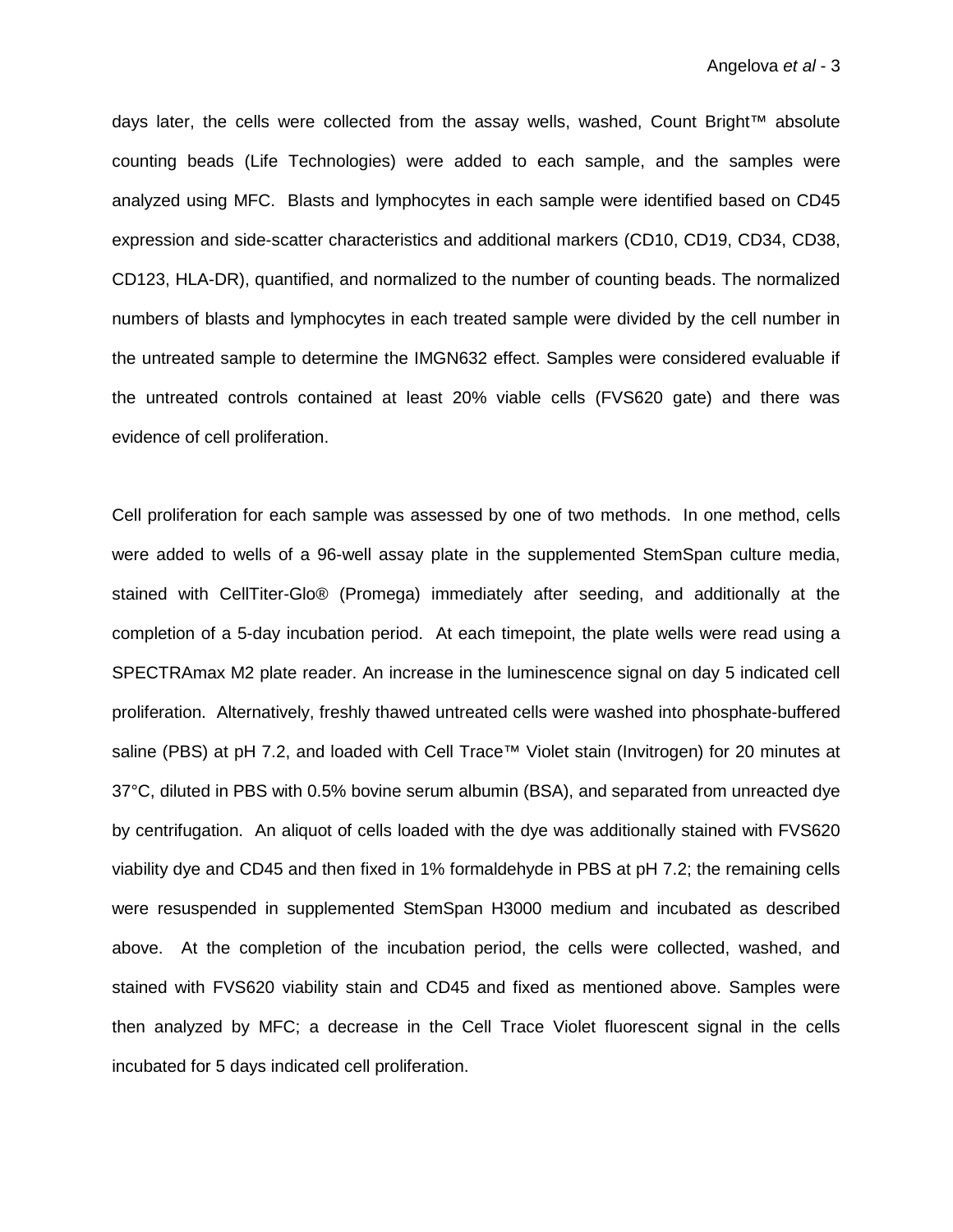days later, the cells were collected from the assay wells, washed, Count Bright™ absolute counting beads (Life Technologies) were added to each sample, and the samples were analyzed using MFC. Blasts and lymphocytes in each sample were identified based on CD45 expression and side-scatter characteristics and additional markers (CD10, CD19, CD34, CD38, CD123, HLA-DR), quantified, and normalized to the number of counting beads. The normalized numbers of blasts and lymphocytes in each treated sample were divided by the cell number in the untreated sample to determine the IMGN632 effect. Samples were considered evaluable if the untreated controls contained at least 20% viable cells (FVS620 gate) and there was evidence of cell proliferation.

Cell proliferation for each sample was assessed by one of two methods. In one method, cells were added to wells of a 96-well assay plate in the supplemented StemSpan culture media, stained with CellTiter-Glo® (Promega) immediately after seeding, and additionally at the completion of a 5-day incubation period. At each timepoint, the plate wells were read using a SPECTRAmax M2 plate reader. An increase in the luminescence signal on day 5 indicated cell proliferation. Alternatively, freshly thawed untreated cells were washed into phosphate-buffered saline (PBS) at pH 7.2, and loaded with Cell Trace™ Violet stain (Invitrogen) for 20 minutes at 37°C, diluted in PBS with 0.5% bovine serum albumin (BSA), and separated from unreacted dye by centrifugation. An aliquot of cells loaded with the dye was additionally stained with FVS620 viability dye and CD45 and then fixed in 1% formaldehyde in PBS at pH 7.2; the remaining cells were resuspended in supplemented StemSpan H3000 medium and incubated as described above. At the completion of the incubation period, the cells were collected, washed, and stained with FVS620 viability stain and CD45 and fixed as mentioned above. Samples were then analyzed by MFC; a decrease in the Cell Trace Violet fluorescent signal in the cells incubated for 5 days indicated cell proliferation.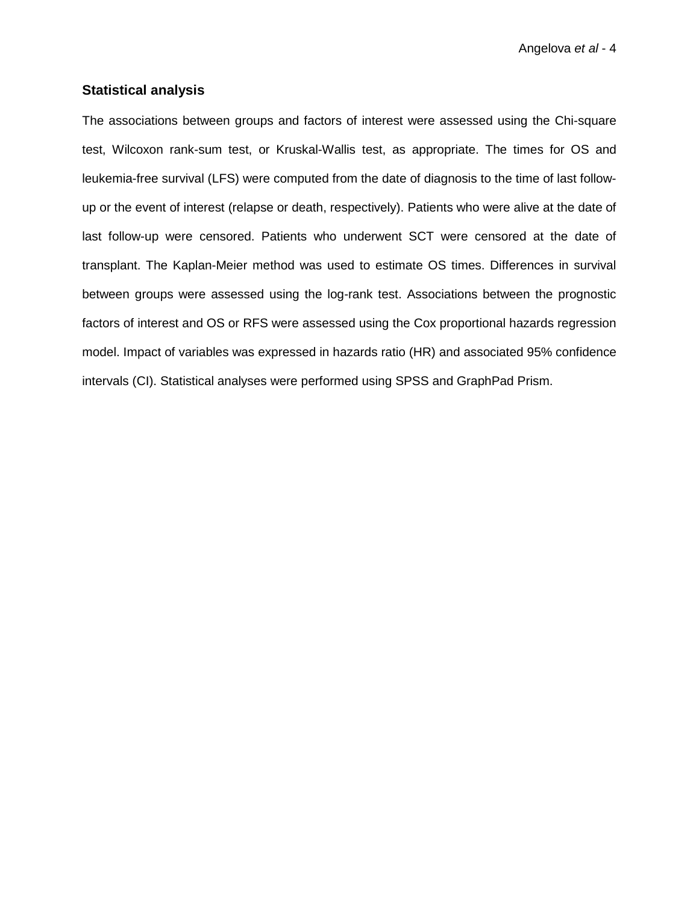### Statistical analysis

The associations between groups and factors of interest were assessed using the Chi-square test, Wilcoxon rank-sum test, or Kruskal-Wallis test, as appropriate. The times for OS and leukemia-free survival (LFS) were computed from the date of diagnosis to the time of last follow-up or the event of interest (relapse or death, respectively). Patients who were alive at the date of last follow-up were censored. Patients who underwent SCT were censored at the date of transplant. The Kaplan-Meier method was used to estimate OS times. Differences in survival between groups were assessed using the log-rank test. Associations between the prognostic factors of interest and OS or RFS were assessed using the Cox proportional hazards regression model. Impact of variables was expressed in hazards ratio (HR) and associated 95% confidence intervals (CI). Statistical analyses were performed using SPSS and GraphPad Prism.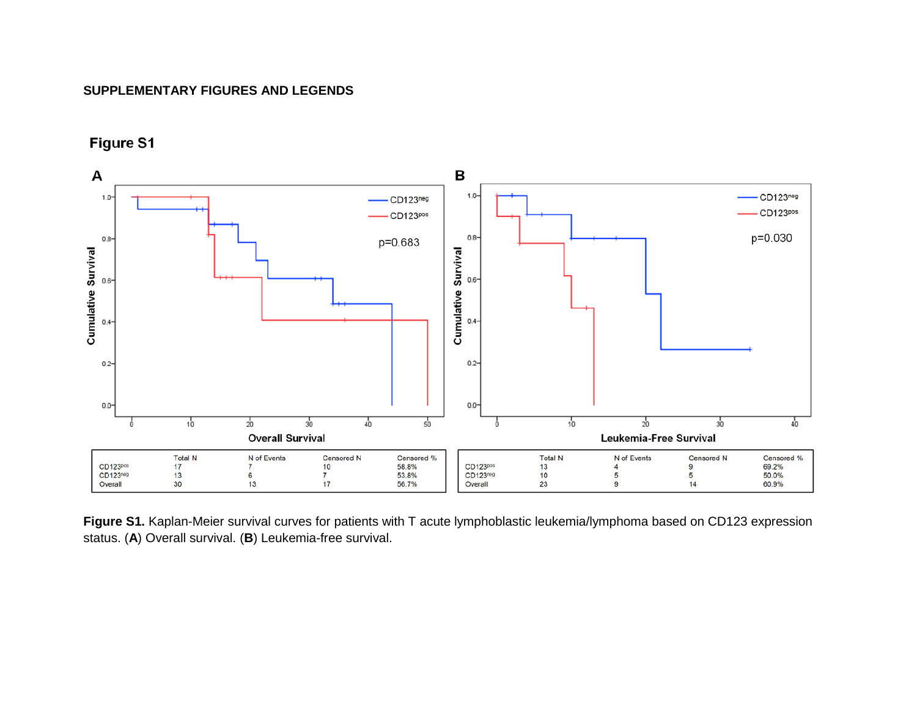## SUPPLEMENTARY FIGURES AND LEGENDS

### Figure S1

**A**

| | Total N | N of Events | Censored N | Censored % |
|---|---|---|---|---|
| CD123pos | 17 | 7 | 10 | 58.8% |
| CD123neg | 13 | 6 | 7 | 53.8% |
| Overall | 30 | 13 | 17 | 56.7% |

**B**

| | Total N | N of Events | Censored N | Censored % |
|---|---|---|---|---|
| CD123pos | 13 | 4 | 9 | 69.2% |
| CD123neg | 10 | 5 | 5 | 50.0% |
| Overall | 23 | 9 | 14 | 60.9% |

**Figure S1.** Kaplan-Meier survival curves for patients with T acute lymphoblastic leukemia/lymphoma based on CD123 expression status. (**A**) Overall survival. (**B**) Leukemia-free survival.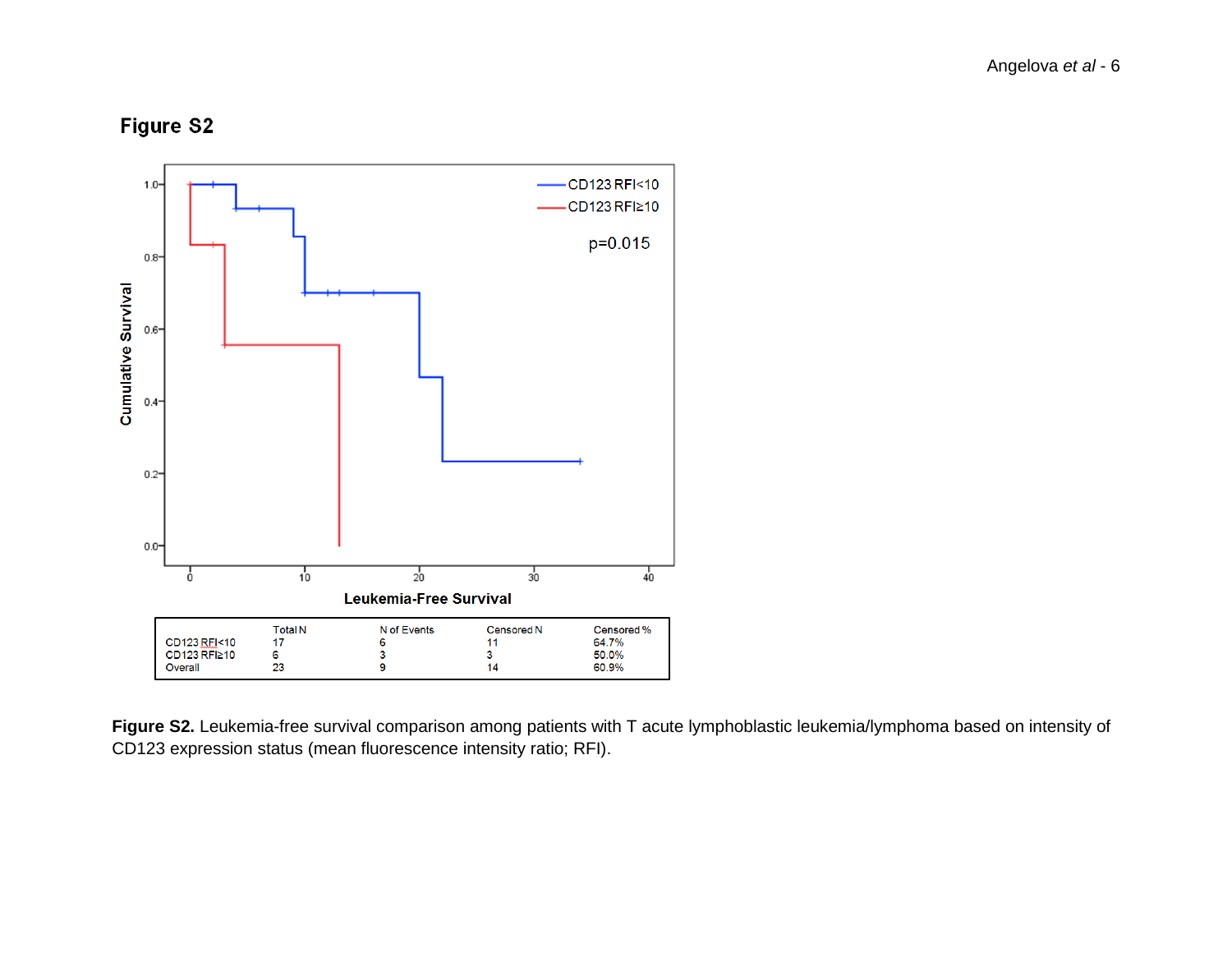## Figure S2

| | Total N | N of Events | Censored N | Censored % |
|---|---|---|---|---|
| CD123 RFI<10 | 17 | 6 | 11 | 64.7% |
| CD123 RFI≥10 | 6 | 3 | 3 | 50.0% |
| Overall | 23 | 9 | 14 | 60.9% |

**Figure S2.** Leukemia-free survival comparison among patients with T acute lymphoblastic leukemia/lymphoma based on intensity of CD123 expression status (mean fluorescence intensity ratio; RFI).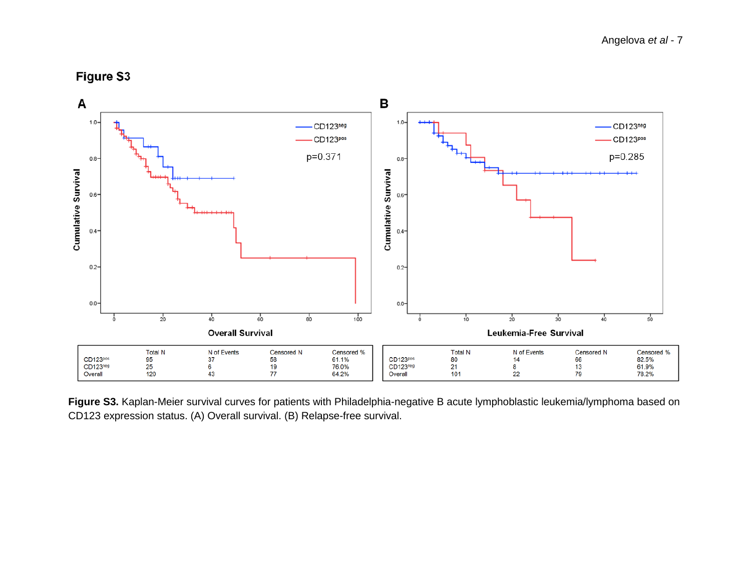## Figure S3

**A**

| | Total N | N of Events | Censored N | Censored % |
|---|---|---|---|---|
| CD123pos | 95 | 37 | 58 | 61.1% |
| CD123neg | 25 | 6 | 19 | 76.0% |
| Overall | 120 | 43 | 77 | 64.2% |

**B**

| | Total N | N of Events | Censored N | Censored % |
|---|---|---|---|---|
| CD123pos | 80 | 14 | 66 | 82.5% |
| CD123neg | 21 | 8 | 13 | 61.9% |
| Overall | 101 | 22 | 79 | 78.2% |

**Figure S3.** Kaplan-Meier survival curves for patients with Philadelphia-negative B acute lymphoblastic leukemia/lymphoma based on CD123 expression status. (A) Overall survival. (B) Relapse-free survival.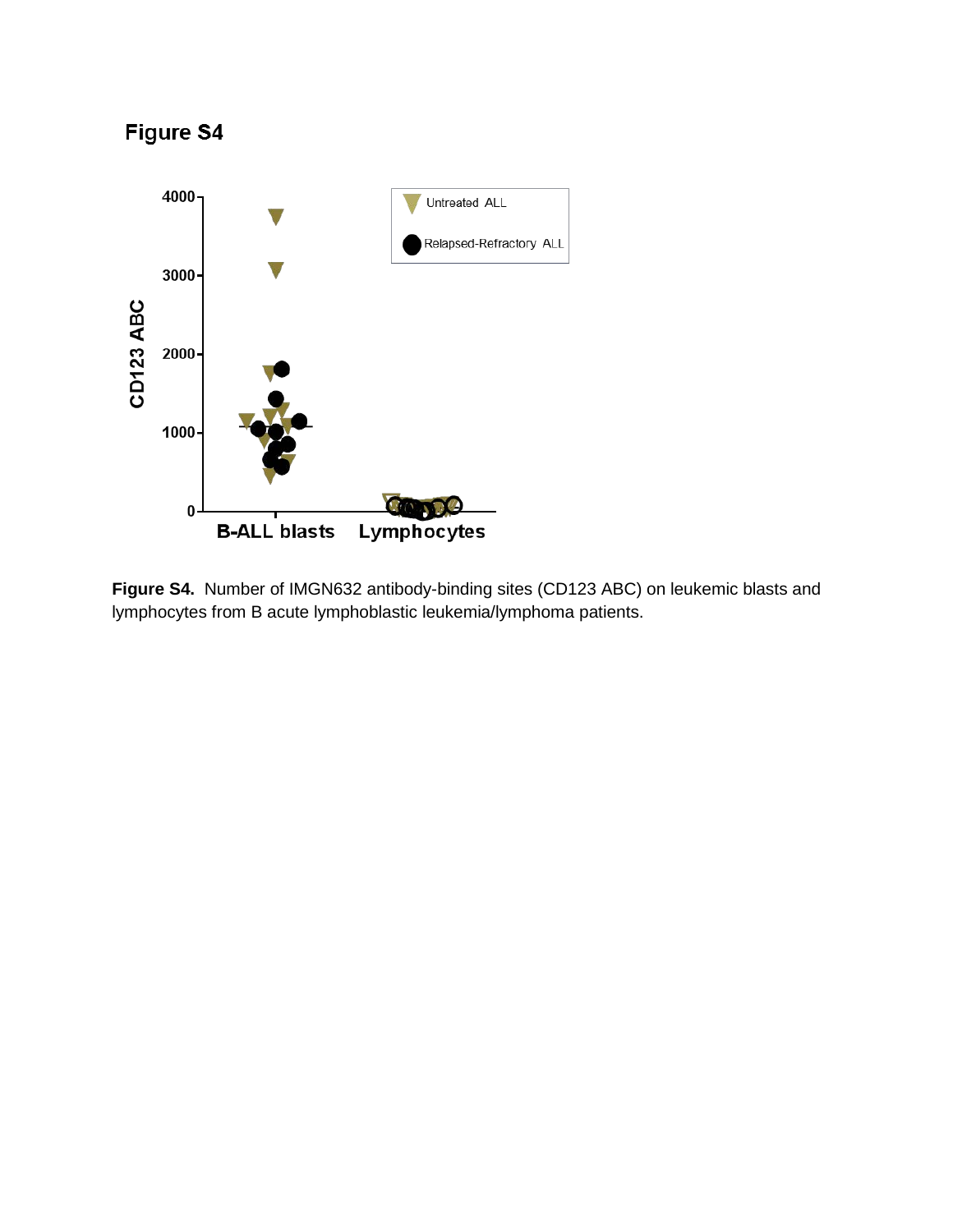# Figure S4

**Figure S4.** Number of IMGN632 antibody-binding sites (CD123 ABC) on leukemic blasts and lymphocytes from B acute lymphoblastic leukemia/lymphoma patients.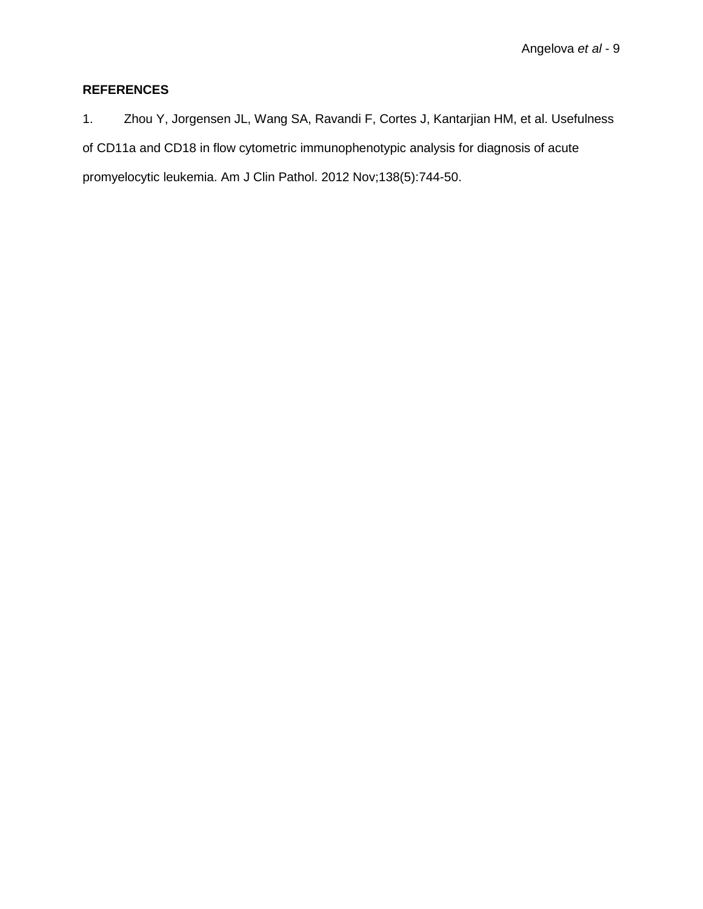## REFERENCES

1. Zhou Y, Jorgensen JL, Wang SA, Ravandi F, Cortes J, Kantarjian HM, et al. Usefulness of CD11a and CD18 in flow cytometric immunophenotypic analysis for diagnosis of acute promyelocytic leukemia. Am J Clin Pathol. 2012 Nov;138(5):744-50.